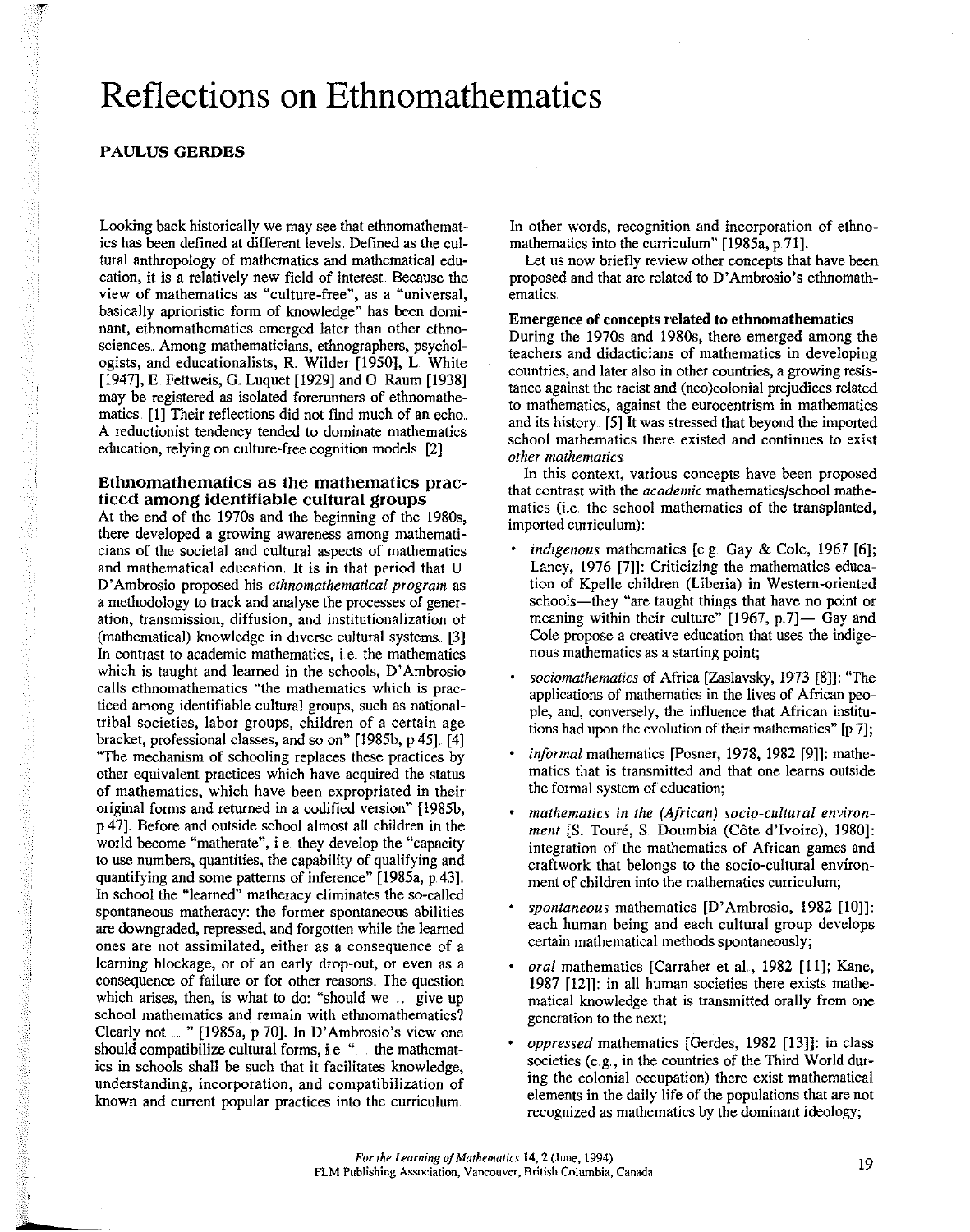# Reflections on Ethnomathematics

**PAULUS GERDES**

Looking back historically we may see that ethnomathematics has been defined at different levels. Defined as the cultural anthropology of mathematics and mathematical education, it is a relatively new field of interest. Because the view of mathematics as "culture-free", as a "universal, basically aprioristic form of knowledge" has been dominant, ethnomathematics emerged later than other ethnosciences. Among mathematicians, ethnographers, psychologists, and educationalists, R. Wilder [1950], L. White [1947], E. Fettweis, G. Luquet [1929] and O. Raum [1938] may be registered as isolated forerunners of ethnomathematics. [1] Their reflections did not find much of an echo. A reductionist tendency tended to dominate mathematics education, relying on culture-free cognition models [2]

## Ethnomathematics as the mathematics practiced among identifiable cultural groups

At the end of the 1970s and the beginning of the 1980s, there developed a growing awareness among mathematicians of the societal and cultural aspects of mathematics and mathematical education. It is in that period that U D'Ambrosio proposed his *ethnomathematical program* as a methodology to track and analyse the processes of generation, transmission, diffusion, and institutionalization of (mathematical) knowledge in diverse cultural systems. [3] In contrast to academic mathematics, i.e. the mathematics which is taught and learned in the schools, D'Ambrosio calls ethnomathematics "the mathematics which is practiced among identifiable cultural groups, such as national-tribal societies, labor groups, children of a certain age bracket, professional classes, and so on" [1985b, p 45]. [4] "The mechanism of schooling replaces these practices by other equivalent practices which have acquired the status of mathematics, which have been expropriated in their original forms and returned in a codified version" [1985b, p 47]. Before and outside school almost all children in the world become "matherate", i.e. they develop the "capacity to use numbers, quantities, the capability of qualifying and quantifying and some patterns of inference" [1985a, p 43]. In school the "learned" matheracy eliminates the so-called spontaneous matheracy: the former spontaneous abilities are downgraded, repressed, and forgotten while the learned ones are not assimilated, either as a consequence of a learning blockage, or of an early drop-out, or even as a consequence of failure or for other reasons. The question which arises, then, is what to do: "should we ... give up school mathematics and remain with ethnomathematics? Clearly not ... " [1985a, p 70]. In D'Ambrosio's view one should compatibilize cultural forms, i.e. " ... the mathematics in schools shall be such that it facilitates knowledge, understanding, incorporation, and compatibilization of known and current popular practices into the curriculum. In other words, recognition and incorporation of ethnomathematics into the curriculum" [1985a, p 71].

Let us now briefly review other concepts that have been proposed and that are related to D'Ambrosio's ethnomathematics.

### Emergence of concepts related to ethnomathematics

During the 1970s and 1980s, there emerged among the teachers and didacticians of mathematics in developing countries, and later also in other countries, a growing resistance against the racist and (neo)colonial prejudices related to mathematics, against the eurocentrism in mathematics and its history. [5] It was stressed that beyond the imported school mathematics there existed and continues to exist *other mathematics*.

In this context, various concepts have been proposed that contrast with the *academic* mathematics/school mathematics (i.e. the school mathematics of the transplanted, imported curriculum):

- *indigenous* mathematics [e.g. Gay & Cole, 1967 [6]; Lancy, 1976 [7]]: Criticizing the mathematics education of Kpelle children (Liberia) in Western-oriented schools—they "are taught things that have no point or meaning within their culture" [1967, p 7]— Gay and Cole propose a creative education that uses the indigenous mathematics as a starting point;
- *sociomathematics* of Africa [Zaslavsky, 1973 [8]]: "The applications of mathematics in the lives of African people, and, conversely, the influence that African institutions had upon the evolution of their mathematics" [p 7];
- *informal* mathematics [Posner, 1978, 1982 [9]]: mathematics that is transmitted and that one learns outside the formal system of education;
- *mathematics in the (African) socio-cultural environment* [S. Touré, S. Doumbia (Côte d'Ivoire), 1980]: integration of the mathematics of African games and craftwork that belongs to the socio-cultural environment of children into the mathematics curriculum;
- *spontaneous* mathematics [D'Ambrosio, 1982 [10]]: each human being and each cultural group develops certain mathematical methods spontaneously;
- *oral* mathematics [Carraher et al., 1982 [11]; Kane, 1987 [12]]: in all human societies there exists mathematical knowledge that is transmitted orally from one generation to the next;
- *oppressed* mathematics [Gerdes, 1982 [13]]: in class societies (e.g., in the countries of the Third World during the colonial occupation) there exist mathematical elements in the daily life of the populations that are not recognized as mathematics by the dominant ideology;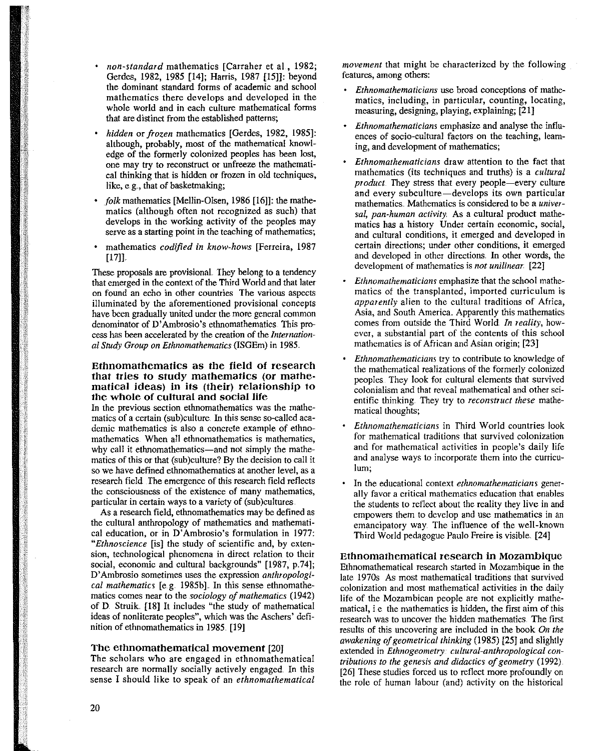- *non-standard* mathematics [Carraher et al., 1982; Gerdes, 1982, 1985 [14]; Harris, 1987 [15]]: beyond the dominant standard forms of academic and school mathematics there develops and developed in the whole world and in each culture mathematical forms that are distinct from the established patterns;
- *hidden* or *frozen* mathematics [Gerdes, 1982, 1985]: although, probably, most of the mathematical knowledge of the formerly colonized peoples has been lost, one may try to reconstruct or unfreeze the mathematical thinking that is hidden or frozen in old techniques, like, e.g., that of basketmaking;
- *folk* mathematics [Mellin-Olsen, 1986 [16]]: the mathematics (although often not recognized as such) that develops in the working activity of the peoples may serve as a starting point in the teaching of mathematics;
- mathematics *codified in know-hows* [Ferreira, 1987 [17]].

These proposals are provisional. They belong to a tendency that emerged in the context of the Third World and that later on found an echo in other countries. The various aspects illuminated by the aforementioned provisional concepts have been gradually united under the more general common denominator of D'Ambrosio's ethnomathematics. This process has been accelerated by the creation of the *International Study Group on Ethnomathematics* (ISGEm) in 1985.

## Ethnomathematics as the field of research that tries to study mathematics (or mathematical ideas) in its (their) relationship to the whole of cultural and social life

In the previous section ethnomathematics was the mathematics of a certain (sub)culture. In this sense so-called academic mathematics is also a concrete example of ethnomathematics. When all ethnomathematics is mathematics, why call it ethnomathematics—and not simply the mathematics of this or that (sub)culture? By the decision to call it so we have defined ethnomathematics at another level, as a research field. The emergence of this research field reflects the consciousness of the existence of many mathematics, particular in certain ways to a variety of (sub)cultures.

As a research field, ethnomathematics may be defined as the cultural anthropology of mathematics and mathematical education, or in D'Ambrosio's formulation in 1977: "*Ethnoscience* [is] the study of scientific and, by extension, technological phenomena in direct relation to their social, economic and cultural backgrounds" [1987, p.74]; D'Ambrosio sometimes uses the expression *anthropological mathematics* [e.g. 1985b]. In this sense ethnomathematics comes near to the *sociology of mathematics* (1942) of D. Struik. [18] It includes "the study of mathematical ideas of nonliterate peoples", which was the Aschers' definition of ethnomathematics in 1985. [19]

## The ethnomathematical movement [20]

The scholars who are engaged in ethnomathematical research are normally socially actively engaged. In this sense I should like to speak of an *ethnomathematical movement* that might be characterized by the following features, among others:

- *Ethnomathematicians* use broad conceptions of mathematics, including, in particular, counting, locating, measuring, designing, playing, explaining; [21]
- *Ethnomathematicians* emphasize and analyse the influences of socio-cultural factors on the teaching, learning, and development of mathematics;
- *Ethnomathematicians* draw attention to the fact that mathematics (its techniques and truths) is a *cultural product*. They stress that every people—every culture and every subculture—develops its own particular mathematics. Mathematics is considered to be a *universal, pan-human activity*. As a cultural product mathematics has a history. Under certain economic, social, and cultural conditions, it emerged and developed in certain directions; under other conditions, it emerged and developed in other directions. In other words, the development of mathematics is *not unilinear*. [22]
- *Ethnomathematicians* emphasize that the school mathematics of the transplanted, imported curriculum is *apparently* alien to the cultural traditions of Africa, Asia, and South America. Apparently this mathematics comes from outside the Third World. *In reality*, however, a substantial part of the contents of this school mathematics is of African and Asian origin; [23]
- *Ethnomathematicians* try to contribute to knowledge of the mathematical realizations of the formerly colonized peoples. They look for cultural elements that survived colonialism and that reveal mathematical and other scientific thinking. They try to *reconstruct these* mathematical thoughts;
- *Ethnomathematicians* in Third World countries look for mathematical traditions that survived colonization and for mathematical activities in people's daily life and analyse ways to incorporate them into the curriculum;
- In the educational context *ethnomathematicians* generally favor a critical mathematics education that enables the students to reflect about the reality they live in and empowers them to develop and use mathematics in an emancipatory way. The influence of the well-known Third World pedagogue Paulo Freire is visible. [24]

## Ethnomathematical research in Mozambique

Ethnomathematical research started in Mozambique in the late 1970s. As most mathematical traditions that survived colonization and most mathematical activities in the daily life of the Mozambican people are not explicitly mathematical, i.e. the mathematics is hidden, the first aim of this research was to uncover the hidden mathematics. The first results of this uncovering are included in the book *On the awakening of geometrical thinking* (1985) [25] and slightly extended in *Ethnogeometry: cultural-anthropological contributions to the genesis and didactics of geometry* (1992). [26] These studies forced us to reflect more profoundly on the role of human labour (and) activity on the historical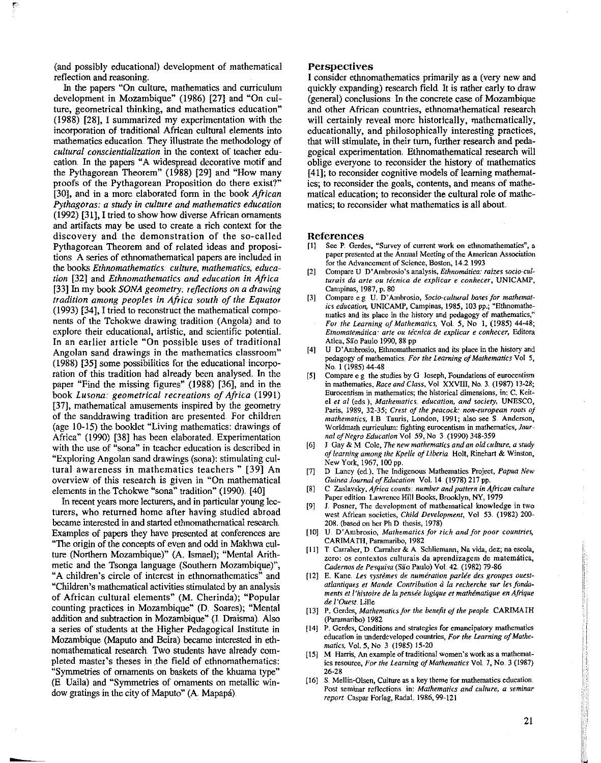(and possibly educational) development of mathematical reflection and reasoning.

In the papers "On culture, mathematics and curriculum development in Mozambique" (1986) [27] and "On culture, geometrical thinking, and mathematics education" (1988) [28], I summarized my experimentation with the incorporation of traditional African cultural elements into mathematics education. They illustrate the methodology of *cultural conscientialization* in the context of teacher education. In the papers "A widespread decorative motif and the Pythagorean Theorem" (1988) [29] and "How many proofs of the Pythagorean Proposition do there exist?" [30], and in a more elaborated form in the book *African Pythagoras: a study in culture and mathematics education* (1992) [31], I tried to show how diverse African ornaments and artifacts may be used to create a rich context for the discovery and the demonstration of the so-called Pythagorean Theorem and of related ideas and propositions. A series of ethnomathematical papers are included in the books *Ethnomathematics: culture, mathematics, education* [32] and *Ethnomathematics and education in Africa* [33] In my book *SONA geometry: reflections on a drawing tradition among peoples in Africa south of the Equator* (1993) [34], I tried to reconstruct the mathematical components of the Tchokwe drawing tradition (Angola) and to explore their educational, artistic, and scientific potential. In an earlier article "On possible uses of traditional Angolan sand drawings in the mathematics classroom" (1988) [35] some possibilities for the educational incorporation of this tradition had already been analysed. In the paper "Find the missing figures" (1988) [36], and in the book *Lusona: geometrical recreations of Africa* (1991) [37], mathematical amusements inspired by the geometry of the sanddrawing tradition are presented. For children (age 10-15) the booklet "Living mathematics: drawings of Africa" (1990) [38] has been elaborated. Experimentation with the use of "sona" in teacher education is described in "Exploring Angolan sand drawings (sona): stimulating cultural awareness in mathematics teachers " [39] An overview of this research is given in "On mathematical elements in the Tchokwe "sona" tradition" (1990). [40]

In recent years more lecturers, and in particular young lecturers, who returned home after having studied abroad became interested in and started ethnomathematical research. Examples of papers they have presented at conferences are "The origin of the concepts of even and odd in Makhwa culture (Northern Mozambique)" (A. Ismael); "Mental Arithmetic and the Tsonga language (Southern Mozambique)", "A children's circle of interest in ethnomathematics" and "Children's mathematical activities stimulated by an analysis of African cultural elements" (M. Cherinda); "Popular counting practices in Mozambique" (D. Soares); "Mental addition and subtraction in Mozambique" (J. Draisma). Also a series of students at the Higher Pedagogical Institute in Mozambique (Maputo and Beira) became interested in ethnomathematical research. Two students have already completed master's theses in the field of ethnomathematics: "Symmetries of ornaments on baskets of the khuama type" (E. Uaila) and "Symmetries of ornaments on metallic window gratings in the city of Maputo" (A. Mapapá).

## Perspectives

I consider ethnomathematics primarily as a (very new and quickly expanding) research field. It is rather early to draw (general) conclusions. In the concrete case of Mozambique and other African countries, ethnomathematical research will certainly reveal more historically, mathematically, educationally, and philosophically interesting practices, that will stimulate, in their turn, further research and pedagogical experimentation. Ethnomathematical research will oblige everyone to reconsider the history of mathematics [41]; to reconsider cognitive models of learning mathematics; to reconsider the goals, contents, and means of mathematical education; to reconsider the cultural role of mathematics; to reconsider what mathematics is all about.

## References

[1] See P. Gerdes, "Survey of current work on ethnomathematics", a paper presented at the Annual Meeting of the American Association for the Advancement of Science, Boston, 14.2.1993

[2] Compare U. D'Ambrosio's analysis, *Ethnomática: raizes socio-culturais da arte ou técnica de explicar e conhecer*, UNICAMP, Campinas, 1987, p. 80

[3] Compare e.g. U. D'Ambrosio, *Socio-cultural bases for mathematics education*, UNICAMP, Campinas, 1985, 103 pp.; "Ethnomathematics and its place in the history and pedagogy of mathematics," *For the Learning of Mathematics*, Vol. 5, No. 1, (1985) 44-48; *Etnomatemática: arte ou técnica de explicar e conhecer*, Editora Atica, São Paulo 1990, 88 pp

[4] U. D'Ambrosio, Ethnomathematics and its place in the history and pedagogy of mathematics. *For the Learning of Mathematics* Vol. 5, No. 1 (1985) 44-48

[5] Compare e.g. the studies by G. Joseph, Foundations of eurocentism in mathematics, *Race and Class*, Vol. XXVIII, No. 3. (1987) 13-28; Eurocentism in mathematics; the historical dimensions, in: C. Keitel *et al* (eds.), *Mathematics, education, and society*, UNESCO, Paris, 1989, 32-35; *Crest of the peacock: non-european roots of mathematics*, I.B. Tauris, London, 1991; also see S. Anderson, Worldmath curriculum: fighting eurocentism in mathematics, *Journal of Negro Education* Vol. 59, No. 3. (1990) 348-359

[6] J. Gay & M. Cole, *The new mathematics and an old culture, a study of learning among the Kpelle of Liberia*. Holt, Rinehart & Winston, New York, 1967, 100 pp.

[7] D. Lancy (ed.), The Indigenous Mathematics Project, *Papua New Guinea Journal of Education* Vol. 14 (1978) 217 pp.

[8] C. Zaslavsky, *Africa counts: number and pattern in African culture* Paper edition. Lawrence Hill Books, Brooklyn, NY, 1979

[9] J. Posner, The development of mathematical knowledge in two west African societies, *Child Development*, Vol. 53. (1982) 200-208. (based on her Ph.D. thesis, 1978)

[10] U. D'Ambrosio, *Mathematics for rich and for poor countries*, CARIMATH, Paramaribo, 1982

[11] T. Carraher, D. Carraher & A. Schliemann, Na vida, dez; na escola, zero: os contextos culturais da aprendizagem de matemática, *Cadernos de Pesquisa* (São Paulo) Vol. 42. (1982) 79-86

[12] E. Kane. *Les systèmes de numération parlée des groupes ouest-atlantiques et Mande. Contribution à la recherche sur les fondaments et l'histoire de la pensée logique et mathématique en Afrique de l'Ouest*. Lille

[13] P. Gerdes, *Mathematics for the benefit of the people*. CARIMATH (Paramaribo) 1982

[14] P. Gerdes, Conditions and strategies for emancipatory mathematics education in underdeveloped countries, *For the Learning of Mathematics*, Vol. 5, No. 3 (1985) 15-20

[15] M. Harris, An example of traditional women's work as a mathematics resource, *For the Learning of Mathematics* Vol. 7, No. 3 (1987) 26-28

[16] S. Mellin-Olsen, Culture as a key theme for mathematics education. Post seminar reflections. in: *Mathematics and culture, a seminar report*. Caspar Forlag, Radal., 1986, 99-121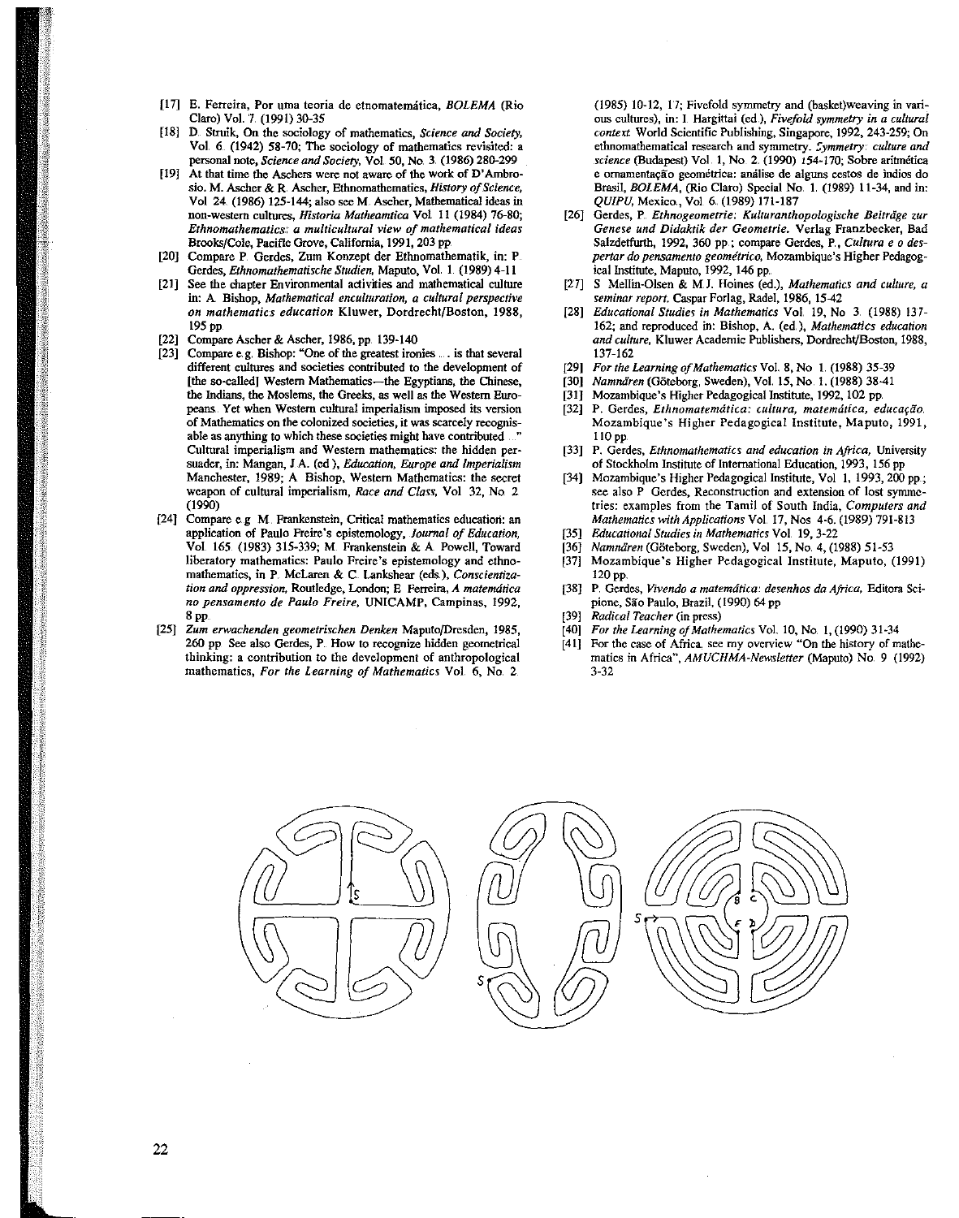[17] E. Ferreira, Por uma teoria de etnomatemática, *BOLEMA* (Rio Claro) Vol. 7. (1991) 30-35

[18] D. Struik, On the sociology of mathematics, *Science and Society*, Vol. 6. (1942) 58-70; The sociology of mathematics revisited: a personal note, *Science and Society*, Vol. 50, No. 3. (1986) 280-299

[19] At that time the Aschers were not aware of the work of D'Ambrosio. M. Ascher & R. Ascher, Ethnomathematics, *History of Science*, Vol. 24. (1986) 125-144; also see M. Ascher, Mathematical ideas in non-western cultures, *Historia Matheamtica* Vol. 11 (1984) 76-80; *Ethnomathematics: a multicultural view of mathematical ideas* Brooks/Cole, Pacific Grove, California, 1991, 203 pp

[20] Compare P. Gerdes, Zum Konzept der Ethnomathematik, in: P. Gerdes, *Ethnomathematische Studien*, Maputo, Vol. 1. (1989) 4-11

[21] See the chapter Environmental activities and mathematical culture in: A. Bishop, *Mathematical enculturation, a cultural perspective on mathematics education* Kluwer, Dordrecht/Boston, 1988, 195 pp

[22] Compare Ascher & Ascher, 1986, pp. 139-140

[23] Compare e.g. Bishop: "One of the greatest ironies ... is that several different cultures and societies contributed to the development of [the so-called] Western Mathematics—the Egyptians, the Chinese, the Indians, the Moslems, the Greeks, as well as the Western Europeans. Yet when Western cultural imperialism imposed its version of Mathematics on the colonized societies, it was scarcely recognisable as anything to which these societies might have contributed ..." Cultural imperialism and Western mathematics: the hidden persuader, in: Mangan, J.A. (ed.), *Education, Europe and Imperialism* Manchester, 1989; A. Bishop, Western Mathematics: the secret weapon of cultural imperialism, *Race and Class*, Vol. 32, No. 2 (1990)

[24] Compare e.g. M. Frankenstein, Critical mathematics education: an application of Paulo Freire's epistemology, *Journal of Education*, Vol. 165. (1983) 315-339; M. Frankenstein & A. Powell, Toward liberatory mathematics: Paulo Freire's epistemology and ethnomathematics, in P. McLaren & C. Lankshear (eds.), *Conscientization and oppression*, Routledge, London; E. Ferreira, *A matemática no pensamento de Paulo Freire*, UNICAMP, Campinas, 1992, 8 pp.

[25] *Zum erwachenden geometrischen Denken* Maputo/Dresden, 1985, 260 pp. See also Gerdes, P. How to recognize hidden geometrical thinking: a contribution to the development of anthropological mathematics, *For the Learning of Mathematics* Vol. 6, No. 2 (1985) 10-12, 17; Fivefold symmetry and (basket)weaving in various cultures), in: I. Hargittai (ed.), *Fivefold symmetry in a cultural context* World Scientific Publishing, Singapore, 1992, 243-259; On ethnomathematical research and symmetry. *Symmetry: culture and science* (Budapest) Vol. 1, No. 2. (1990) 154-170; Sobre aritmética e ornamentação geométrica: análise de alguns cestos de índios do Brasil, *BOLEMA*, (Rio Claro) Special No. 1. (1989) 11-34, and in: *QUIPU*, Mexico., Vol. 6. (1989) 171-187

[26] Gerdes, P. *Ethnogeometrie: Kulturanthopologische Beiträge zur Genese und Didaktik der Geometrie.* Verlag Franzbecker, Bad Salzdetfurth, 1992, 360 pp.; compare Gerdes, P., *Cultura e o despertar do pensamento geométrico*, Mozambique's Higher Pedagogical Institute, Maputo, 1992, 146 pp.

[27] S. Mellin-Olsen & M.J. Hoines (ed.), *Mathematics and culture, a seminar report.* Caspar Forlag, Radel, 1986, 15-42

[28] *Educational Studies in Mathematics* Vol. 19, No. 3. (1988) 137-162; and reproduced in: Bishop, A. (ed.), *Mathematics education and culture*, Kluwer Academic Publishers, Dordrecht/Boston, 1988, 137-162

[29] *For the Learning of Mathematics* Vol. 8, No. 1. (1988) 35-39

[30] *Namnären* (Göteborg, Sweden), Vol. 15, No. 1. (1988) 38-41

[31] Mozambique's Higher Pedagogical Institute, 1992, 102 pp.

[32] P. Gerdes, *Ethnomatemática: cultura, matemática, educação.* Mozambique's Higher Pedagogical Institute, Maputo, 1991, 110 pp.

[33] P. Gerdes, *Ethnomathematics and education in Africa*, University of Stockholm Institute of International Education, 1993, 156 pp

[34] Mozambique's Higher Pedagogical Institute, Vol. 1, 1993, 200 pp.; see also P. Gerdes, Reconstruction and extension of lost symmetries: examples from the Tamil of South India, *Computers and Mathematics with Applications* Vol. 17, Nos. 4-6. (1989) 791-813

[35] *Educational Studies in Mathematics* Vol. 19, 3-22

[36] *Namnären* (Göteborg, Sweden), Vol. 15, No. 4, (1988) 51-53

[37] Mozambique's Higher Pedagogical Institute, Maputo, (1991) 120 pp.

[38] P. Gerdes, *Vivendo a matemática: desenhos da Africa*, Editora Scipione, São Paulo, Brazil, (1990) 64 pp

[39] *Radical Teacher* (in press)

[40] *For the Learning of Mathematics* Vol. 10, No. 1, (1990) 31-34

[41] For the case of Africa, see my overview "On the history of mathematics in Africa", *AMUCHMA-Newsletter* (Maputo) No. 9 (1992) 3-32

S

S

S
B C
E D